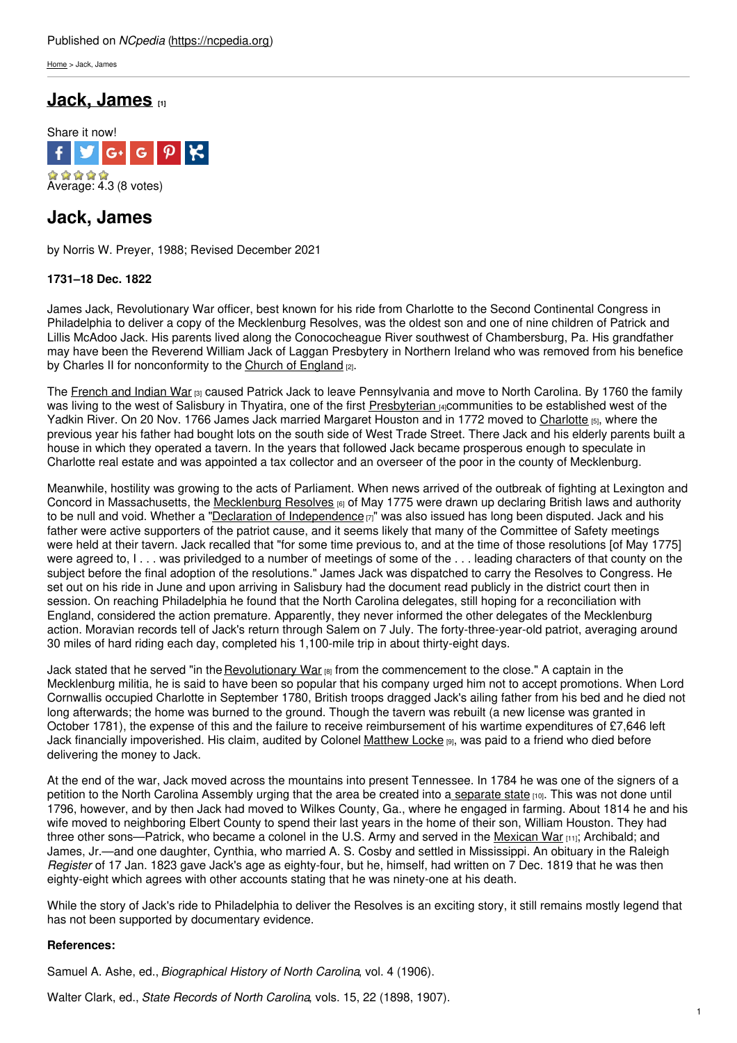Published on *NCpedia* (https://ncpedia.org)

Home > Jack, James

# Jack, James [1]

Share it now!

Average: 4.3 (8 votes)

## Jack, James

by Norris W. Preyer, 1988; Revised December 2021

**1731–18 Dec. 1822**

James Jack, Revolutionary War officer, best known for his ride from Charlotte to the Second Continental Congress in Philadelphia to deliver a copy of the Mecklenburg Resolves, was the oldest son and one of nine children of Patrick and Lillis McAdoo Jack. His parents lived along the Conococheague River southwest of Chambersburg, Pa. His grandfather may have been the Reverend William Jack of Laggan Presbytery in Northern Ireland who was removed from his benefice by Charles II for nonconformity to the Church of England [2].

The French and Indian War [3] caused Patrick Jack to leave Pennsylvania and move to North Carolina. By 1760 the family was living to the west of Salisbury in Thyatira, one of the first Presbyterian [4] communities to be established west of the Yadkin River. On 20 Nov. 1766 James Jack married Margaret Houston and in 1772 moved to Charlotte [5], where the previous year his father had bought lots on the south side of West Trade Street. There Jack and his elderly parents built a house in which they operated a tavern. In the years that followed Jack became prosperous enough to speculate in Charlotte real estate and was appointed a tax collector and an overseer of the poor in the county of Mecklenburg.

Meanwhile, hostility was growing to the acts of Parliament. When news arrived of the outbreak of fighting at Lexington and Concord in Massachusetts, the Mecklenburg Resolves [6] of May 1775 were drawn up declaring British laws and authority to be null and void. Whether a "Declaration of Independence [7]" was also issued has long been disputed. Jack and his father were active supporters of the patriot cause, and it seems likely that many of the Committee of Safety meetings were held at their tavern. Jack recalled that "for some time previous to, and at the time of those resolutions [of May 1775] were agreed to, I . . . was priviledged to a number of meetings of some of the . . . leading characters of that county on the subject before the final adoption of the resolutions." James Jack was dispatched to carry the Resolves to Congress. He set out on his ride in June and upon arriving in Salisbury had the document read publicly in the district court then in session. On reaching Philadelphia he found that the North Carolina delegates, still hoping for a reconciliation with England, considered the action premature. Apparently, they never informed the other delegates of the Mecklenburg action. Moravian records tell of Jack's return through Salem on 7 July. The forty-three-year-old patriot, averaging around 30 miles of hard riding each day, completed his 1,100-mile trip in about thirty-eight days.

Jack stated that he served "in the Revolutionary War [8] from the commencement to the close." A captain in the Mecklenburg militia, he is said to have been so popular that his company urged him not to accept promotions. When Lord Cornwallis occupied Charlotte in September 1780, British troops dragged Jack's ailing father from his bed and he died not long afterwards; the home was burned to the ground. Though the tavern was rebuilt (a new license was granted in October 1781), the expense of this and the failure to receive reimbursement of his wartime expenditures of £7,646 left Jack financially impoverished. His claim, audited by Colonel Matthew Locke [9], was paid to a friend who died before delivering the money to Jack.

At the end of the war, Jack moved across the mountains into present Tennessee. In 1784 he was one of the signers of a petition to the North Carolina Assembly urging that the area be created into a separate state [10]. This was not done until 1796, however, and by then Jack had moved to Wilkes County, Ga., where he engaged in farming. About 1814 he and his wife moved to neighboring Elbert County to spend their last years in the home of their son, William Houston. They had three other sons—Patrick, who became a colonel in the U.S. Army and served in the Mexican War [11]; Archibald; and James, Jr.—and one daughter, Cynthia, who married A. S. Cosby and settled in Mississippi. An obituary in the Raleigh *Register* of 17 Jan. 1823 gave Jack's age as eighty-four, but he, himself, had written on 7 Dec. 1819 that he was then eighty-eight which agrees with other accounts stating that he was ninety-one at his death.

While the story of Jack's ride to Philadelphia to deliver the Resolves is an exciting story, it still remains mostly legend that has not been supported by documentary evidence.

**References:**

Samuel A. Ashe, ed., *Biographical History of North Carolina*, vol. 4 (1906).

Walter Clark, ed., *State Records of North Carolina*, vols. 15, 22 (1898, 1907).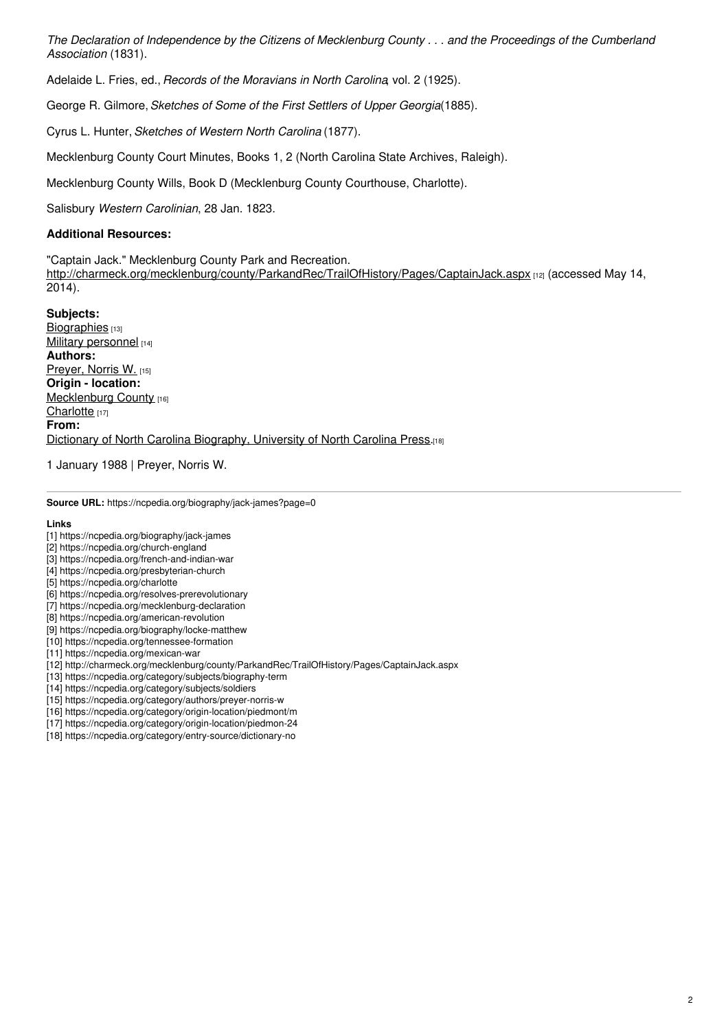*The Declaration of Independence by the Citizens of Mecklenburg County . . . and the Proceedings of the Cumberland Association* (1831).

Adelaide L. Fries, ed., *Records of the Moravians in North Carolina*, vol. 2 (1925).

George R. Gilmore, *Sketches of Some of the First Settlers of Upper Georgia* (1885).

Cyrus L. Hunter, *Sketches of Western North Carolina* (1877).

Mecklenburg County Court Minutes, Books 1, 2 (North Carolina State Archives, Raleigh).

Mecklenburg County Wills, Book D (Mecklenburg County Courthouse, Charlotte).

Salisbury *Western Carolinian*, 28 Jan. 1823.

**Additional Resources:**

"Captain Jack." Mecklenburg County Park and Recreation. http://charmeck.org/mecklenburg/county/ParkandRec/TrailOfHistory/Pages/CaptainJack.aspx [12] (accessed May 14, 2014).

**Subjects:**
Biographies [13]
Military personnel [14]
**Authors:**
Preyer, Norris W. [15]
**Origin - location:**
Mecklenburg County [16]
Charlotte [17]
**From:**
Dictionary of North Carolina Biography, University of North Carolina Press.[18]

1 January 1988 | Preyer, Norris W.

**Source URL:** https://ncpedia.org/biography/jack-james?page=0

**Links**
[1] https://ncpedia.org/biography/jack-james
[2] https://ncpedia.org/church-england
[3] https://ncpedia.org/french-and-indian-war
[4] https://ncpedia.org/presbyterian-church
[5] https://ncpedia.org/charlotte
[6] https://ncpedia.org/resolves-prerevolutionary
[7] https://ncpedia.org/mecklenburg-declaration
[8] https://ncpedia.org/american-revolution
[9] https://ncpedia.org/biography/locke-matthew
[10] https://ncpedia.org/tennessee-formation
[11] https://ncpedia.org/mexican-war
[12] http://charmeck.org/mecklenburg/county/ParkandRec/TrailOfHistory/Pages/CaptainJack.aspx
[13] https://ncpedia.org/category/subjects/biography-term
[14] https://ncpedia.org/category/subjects/soldiers
[15] https://ncpedia.org/category/authors/preyer-norris-w
[16] https://ncpedia.org/category/origin-location/piedmont/m
[17] https://ncpedia.org/category/origin-location/piedmon-24
[18] https://ncpedia.org/category/entry-source/dictionary-no